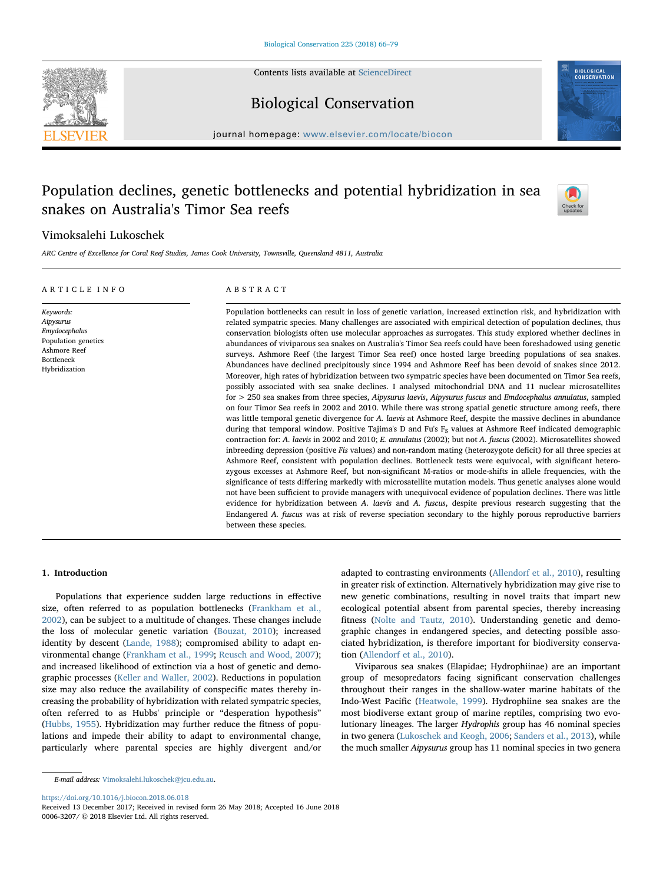# Population declines, genetic bottlenecks and potential hybridization in sea snakes on Australia's Timor Sea reefs

Vimoksalehi Lukoschek

*ARC Centre of Excellence for Coral Reef Studies, James Cook University, Townsville, Queensland 4811, Australia*

## ARTICLE INFO

*Keywords:*
*Aipysurus*
*Emydocephalus*
Population genetics
Ashmore Reef
Bottleneck
Hybridization

## ABSTRACT

Population bottlenecks can result in loss of genetic variation, increased extinction risk, and hybridization with related sympatric species. Many challenges are associated with empirical detection of population declines, thus conservation biologists often use molecular approaches as surrogates. This study explored whether declines in abundances of viviparous sea snakes on Australia's Timor Sea reefs could have been foreshadowed using genetic surveys. Ashmore Reef (the largest Timor Sea reef) once hosted large breeding populations of sea snakes. Abundances have declined precipitously since 1994 and Ashmore Reef has been devoid of snakes since 2012. Moreover, high rates of hybridization between two sympatric species have been documented on Timor Sea reefs, possibly associated with sea snake declines. I analysed mitochondrial DNA and 11 nuclear microsatellites for > 250 sea snakes from three species, *Aipysurus laevis*, *Aipysurus fuscus* and *Emdocephalus annulatus*, sampled on four Timor Sea reefs in 2002 and 2010. While there was strong spatial genetic structure among reefs, there was little temporal genetic divergence for *A. laevis* at Ashmore Reef, despite the massive declines in abundance during that temporal window. Positive Tajima's D and Fu's $F_S$ values at Ashmore Reef indicated demographic contraction for: *A. laevis* in 2002 and 2010; *E. annulatus* (2002); but not *A. fuscus* (2002). Microsatellites showed inbreeding depression (positive *Fis* values) and non-random mating (heterozygote deficit) for all three species at Ashmore Reef, consistent with population declines. Bottleneck tests were equivocal, with significant heterozygous excesses at Ashmore Reef, but non-significant M-ratios or mode-shifts in allele frequencies, with the significance of tests differing markedly with microsatellite mutation models. Thus genetic analyses alone would not have been sufficient to provide managers with unequivocal evidence of population declines. There was little evidence for hybridization between *A. laevis* and *A. fuscus*, despite previous research suggesting that the Endangered *A. fuscus* was at risk of reverse speciation secondary to the highly porous reproductive barriers between these species.

## 1. Introduction

Populations that experience sudden large reductions in effective size, often referred to as population bottlenecks (Frankham et al., 2002), can be subject to a multitude of changes. These changes include the loss of molecular genetic variation (Bouzat, 2010); increased identity by descent (Lande, 1988); compromised ability to adapt environmental change (Frankham et al., 1999; Reusch and Wood, 2007); and increased likelihood of extinction via a host of genetic and demographic processes (Keller and Waller, 2002). Reductions in population size may also reduce the availability of conspecific mates thereby increasing the probability of hybridization with related sympatric species, often referred to as Hubbs' principle or "desperation hypothesis" (Hubbs, 1955). Hybridization may further reduce the fitness of populations and impede their ability to adapt to environmental change, particularly where parental species are highly divergent and/or adapted to contrasting environments (Allendorf et al., 2010), resulting in greater risk of extinction. Alternatively hybridization may give rise to new genetic combinations, resulting in novel traits that impart new ecological potential absent from parental species, thereby increasing fitness (Nolte and Tautz, 2010). Understanding genetic and demographic changes in endangered species, and detecting possible associated hybridization, is therefore important for biodiversity conservation (Allendorf et al., 2010).

Viviparous sea snakes (Elapidae; Hydrophiinae) are an important group of mesopredators facing significant conservation challenges throughout their ranges in the shallow-water marine habitats of the Indo-West Pacific (Heatwole, 1999). Hydrophiine sea snakes are the most biodiverse extant group of marine reptiles, comprising two evolutionary lineages. The larger *Hydrophis* group has 46 nominal species in two genera (Lukoschek and Keogh, 2006; Sanders et al., 2013), while the much smaller *Aipysurus* group has 11 nominal species in two genera

*E-mail address:* Vimoksalehi.lukoschek@jcu.edu.au.

https://doi.org/10.1016/j.biocon.2018.06.018
Received 13 December 2017; Received in revised form 26 May 2018; Accepted 16 June 2018
0006-3207/ © 2018 Elsevier Ltd. All rights reserved.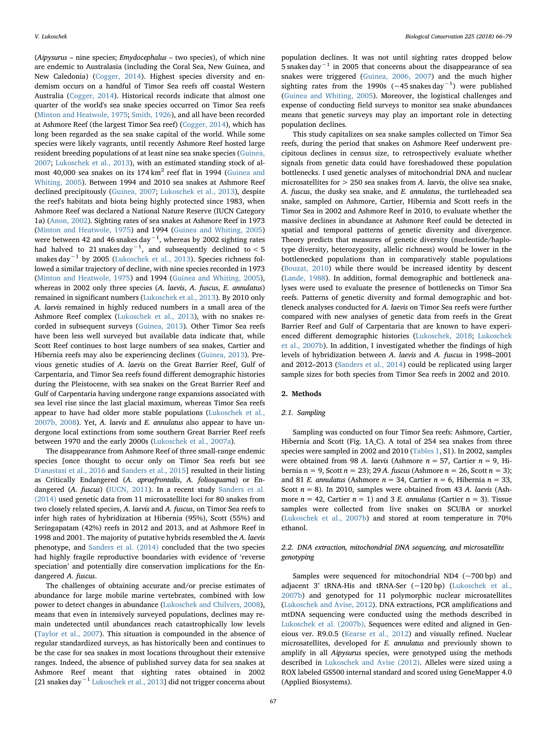(*Aipysurus* – nine species; *Emydocephalus* – two species), of which nine are endemic to Australasia (including the Coral Sea, New Guinea, and New Caledonia) (Cogger, 2014). Highest species diversity and endemism occurs on a handful of Timor Sea reefs off coastal Western Australia (Cogger, 2014). Historical records indicate that almost one quarter of the world's sea snake species occurred on Timor Sea reefs (Minton and Heatwole, 1975; Smith, 1926), and all have been recorded at Ashmore Reef (the largest Timor Sea reef) (Cogger, 2014), which has long been regarded as the sea snake capital of the world. While some species were likely vagrants, until recently Ashmore Reef hosted large resident breeding populations of at least nine sea snake species (Guinea, 2007; Lukoschek et al., 2013), with an estimated standing stock of almost 40,000 sea snakes on its 174 $km^2$ reef flat in 1994 (Guinea and Whiting, 2005). Between 1994 and 2010 sea snakes at Ashmore Reef declined precipitously (Guinea, 2007; Lukoschek et al., 2013), despite the reef's habitats and biota being highly protected since 1983, when Ashmore Reef was declared a National Nature Reserve (IUCN Category 1a) (Anon, 2002). Sighting rates of sea snakes at Ashmore Reef in 1973 (Minton and Heatwole, 1975) and 1994 (Guinea and Whiting, 2005) were between 42 and 46 snakes $day^{-1}$, whereas by 2002 sighting rates had halved to 21 snakes $day^{-1}$, and subsequently declined to < 5 snakes $day^{-1}$ by 2005 (Lukoschek et al., 2013). Species richness followed a similar trajectory of decline, with nine species recorded in 1973 (Minton and Heatwole, 1975) and 1994 (Guinea and Whiting, 2005), whereas in 2002 only three species (*A. laevis*, *A. fuscus*, *E. annulatus*) remained in significant numbers (Lukoschek et al., 2013). By 2010 only *A. laevis* remained in highly reduced numbers in a small area of the Ashmore Reef complex (Lukoschek et al., 2013), with no snakes recorded in subsequent surveys (Guinea, 2013). Other Timor Sea reefs have been less well surveyed but available data indicate that, while Scott Reef continues to host large numbers of sea snakes, Cartier and Hibernia reefs may also be experiencing declines (Guinea, 2013). Previous genetic studies of *A. laevis* on the Great Barrier Reef, Gulf of Carpentaria, and Timor Sea reefs found different demographic histories during the Pleistocene, with sea snakes on the Great Barrier Reef and Gulf of Carpentaria having undergone range expansions associated with sea level rise since the last glacial maximum, whereas Timor Sea reefs appear to have had older more stable populations (Lukoschek et al., 2007b, 2008). Yet, *A. laevis* and *E. annulatus* also appear to have undergone local extinctions from some southern Great Barrier Reef reefs between 1970 and the early 2000s (Lukoschek et al., 2007a).

The disappearance from Ashmore Reef of three small-range endemic species [once thought to occur only on Timor Sea reefs but see D'anastasi et al., 2016 and Sanders et al., 2015] resulted in their listing as Critically Endangered (*A. apraefrontalis*, *A. foliosquama*) or Endangered (*A. fuscus*) (IUCN, 2011). In a recent study Sanders et al. (2014) used genetic data from 11 microsatellite loci for 80 snakes from two closely related species, *A. laevis* and *A. fuscus*, on Timor Sea reefs to infer high rates of hybridization at Hibernia (95%), Scott (55%) and Seringapatam (42%) reefs in 2012 and 2013, and at Ashmore Reef in 1998 and 2001. The majority of putative hybrids resembled the *A. laevis* phenotype, and Sanders et al. (2014) concluded that the two species had highly fragile reproductive boundaries with evidence of 'reverse speciation' and potentially dire conservation implications for the Endangered *A. fuscus*.

The challenges of obtaining accurate and/or precise estimates of abundance for large mobile marine vertebrates, combined with low power to detect changes in abundance (Lukoschek and Chilvers, 2008), means that even in intensively surveyed populations, declines may remain undetected until abundances reach catastrophically low levels (Taylor et al., 2007). This situation is compounded in the absence of regular standardized surveys, as has historically been and continues to be the case for sea snakes in most locations throughout their extensive ranges. Indeed, the absence of published survey data for sea snakes at Ashmore Reef meant that sighting rates obtained in 2002 [21 snakes $day^{-1}$ Lukoschek et al., 2013] did not trigger concerns about population declines. It was not until sighting rates dropped below 5 snakes $day^{-1}$ in 2005 that concerns about the disappearance of sea snakes were triggered (Guinea, 2006, 2007) and the much higher sighting rates from the 1990s (~45 snakes $day^{-1}$) were published (Guinea and Whiting, 2005). Moreover, the logistical challenges and expense of conducting field surveys to monitor sea snake abundances means that genetic surveys may play an important role in detecting population declines.

This study capitalizes on sea snake samples collected on Timor Sea reefs, during the period that snakes on Ashmore Reef underwent precipitous declines in census size, to retrospectively evaluate whether signals from genetic data could have foreshadowed these population bottlenecks. I used genetic analyses of mitochondrial DNA and nuclear microsatellites for > 250 sea snakes from *A. laevis*, the olive sea snake, *A. fuscus*, the dusky sea snake, and *E. annulatus*, the turtleheaded sea snake, sampled on Ashmore, Cartier, Hibernia and Scott reefs in the Timor Sea in 2002 and Ashmore Reef in 2010, to evaluate whether the massive declines in abundance at Ashmore Reef could be detected in spatial and temporal patterns of genetic diversity and divergence. Theory predicts that measures of genetic diversity (nucleotide/haplotype diversity, heterozygosity, allelic richness) would be lower in the bottlenecked populations than in comparatively stable populations (Bouzat, 2010) while there would be increased identity by descent (Lande, 1988). In addition, formal demographic and bottleneck analyses were used to evaluate the presence of bottlenecks on Timor Sea reefs. Patterns of genetic diversity and formal demographic and bottleneck analyses conducted for *A. laevis* on Timor Sea reefs were further compared with new analyses of genetic data from reefs in the Great Barrier Reef and Gulf of Carpentaria that are known to have experienced different demographic histories (Lukoschek, 2018; Lukoschek et al., 2007b). In addition, I investigated whether the findings of high levels of hybridization between *A. laevis* and *A. fuscus* in 1998–2001 and 2012–2013 (Sanders et al., 2014) could be replicated using larger sample sizes for both species from Timor Sea reefs in 2002 and 2010.

## 2. Methods

### 2.1. Sampling

Sampling was conducted on four Timor Sea reefs: Ashmore, Cartier, Hibernia and Scott (Fig. 1A_C). A total of 254 sea snakes from three species were sampled in 2002 and 2010 (Tables 1, S1). In 2002, samples were obtained from 98 *A. laevis* (Ashmore $n = 57$, Cartier $n = 9$, Hibernia n = 9, Scott $n = 23$); 29 *A. fuscus* (Ashmore $n = 26$, Scott $n = 3$); and 81 *E. annulatus* (Ashmore $n = 34$, Cartier $n = 6$, Hibernia $n = 33$, Scott $n = 8$). In 2010, samples were obtained from 43 *A. laevis* (Ashmore $n = 42$, Cartier $n = 1$) and 3 *E. annulatus* (Cartier n = 3). Tissue samples were collected from live snakes on SCUBA or snorkel (Lukoschek et al., 2007b) and stored at room temperature in 70% ethanol.

### 2.2. DNA extraction, mitochondrial DNA sequencing, and microsatellite genotyping

Samples were sequenced for mitochondrial ND4 (~700 bp) and adjacent 3' tRNA-His and tRNA-Ser (~120 bp) (Lukoschek et al., 2007b) and genotyped for 11 polymorphic nuclear microsatellites (Lukoschek and Avise, 2012). DNA extractions, PCR amplifications and mtDNA sequencing were conducted using the methods described in Lukoschek et al. (2007b). Sequences were edited and aligned in Geneious ver. R9.0.5 (Kearse et al., 2012) and visually refined. Nuclear microsatellites, developed for *E. annulatus* and previously shown to amplify in all *Aipysurus* species, were genotyped using the methods described in Lukoschek and Avise (2012). Alleles were sized using a ROX labeled GS500 internal standard and scored using GeneMapper 4.0 (Applied Biosystems).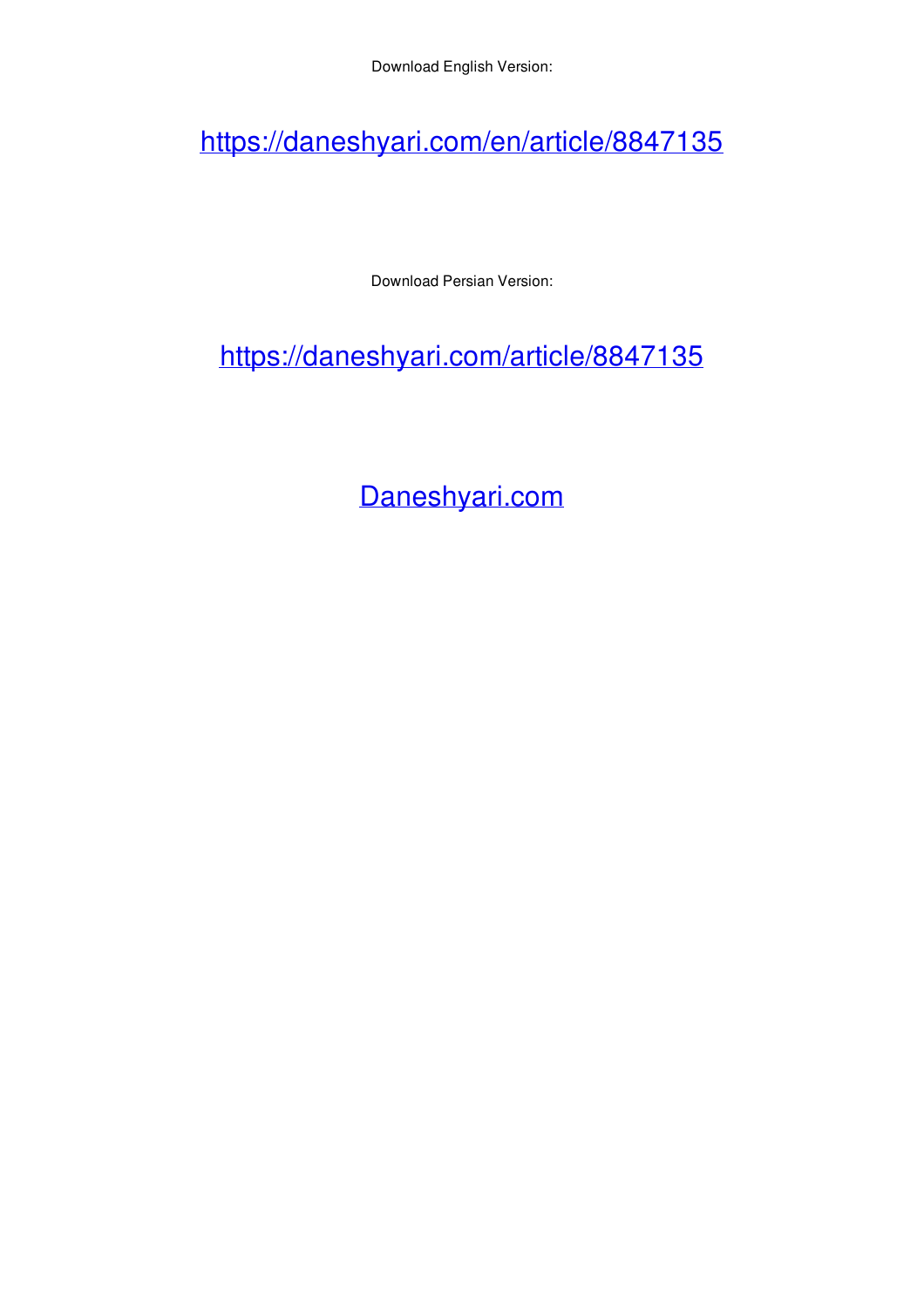Download English Version:

https://daneshyari.com/en/article/8847135

Download Persian Version:

https://daneshyari.com/article/8847135

Daneshyari.com